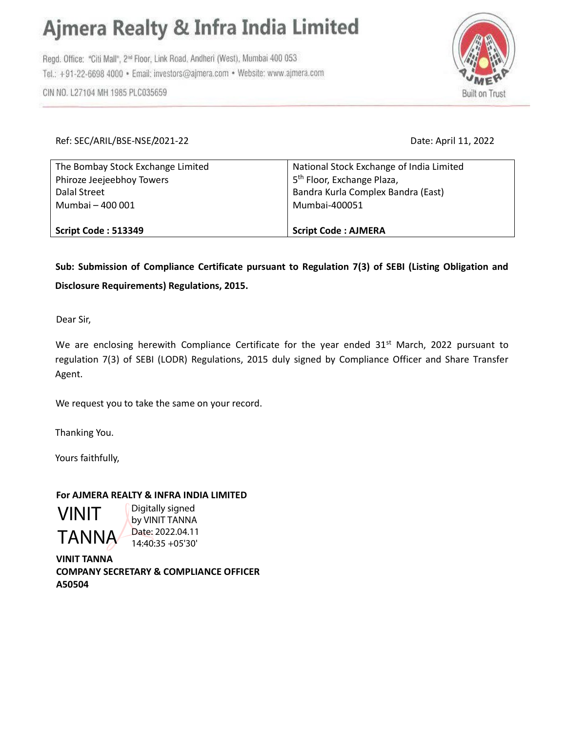# Ajmera Realty & Infra India Limited

Regd. Office: "Citi Mall", 2nd Floor, Link Road, Andheri (West), Mumbai 400 053
Tel.: +91-22-6698 4000 • Email: investors@ajmera.com • Website: www.ajmera.com
CIN NO. L27104 MH 1985 PLC035659

Built on Trust

Ref: SEC/ARIL/BSE-NSE/2021-22

Date: April 11, 2022

| The Bombay Stock Exchange Limited<br>Phiroze Jeejeebhoy Towers<br>Dalal Street<br>Mumbai – 400 001<br><br>**Script Code : 513349** | National Stock Exchange of India Limited<br>5th Floor, Exchange Plaza,<br>Bandra Kurla Complex Bandra (East)<br>Mumbai-400051<br><br>**Script Code : AJMERA** |
|---|---|

**Sub: Submission of Compliance Certificate pursuant to Regulation 7(3) of SEBI (Listing Obligation and Disclosure Requirements) Regulations, 2015.**

Dear Sir,

We are enclosing herewith Compliance Certificate for the year ended 31st March, 2022 pursuant to regulation 7(3) of SEBI (LODR) Regulations, 2015 duly signed by Compliance Officer and Share Transfer Agent.

We request you to take the same on your record.

Thanking You.

Yours faithfully,

**For AJMERA REALTY & INFRA INDIA LIMITED**

VINIT TANNA
Digitally signed by VINIT TANNA
Date: 2022.04.11 14:40:35 +05'30'

**VINIT TANNA**
**COMPANY SECRETARY & COMPLIANCE OFFICER**
**A50504**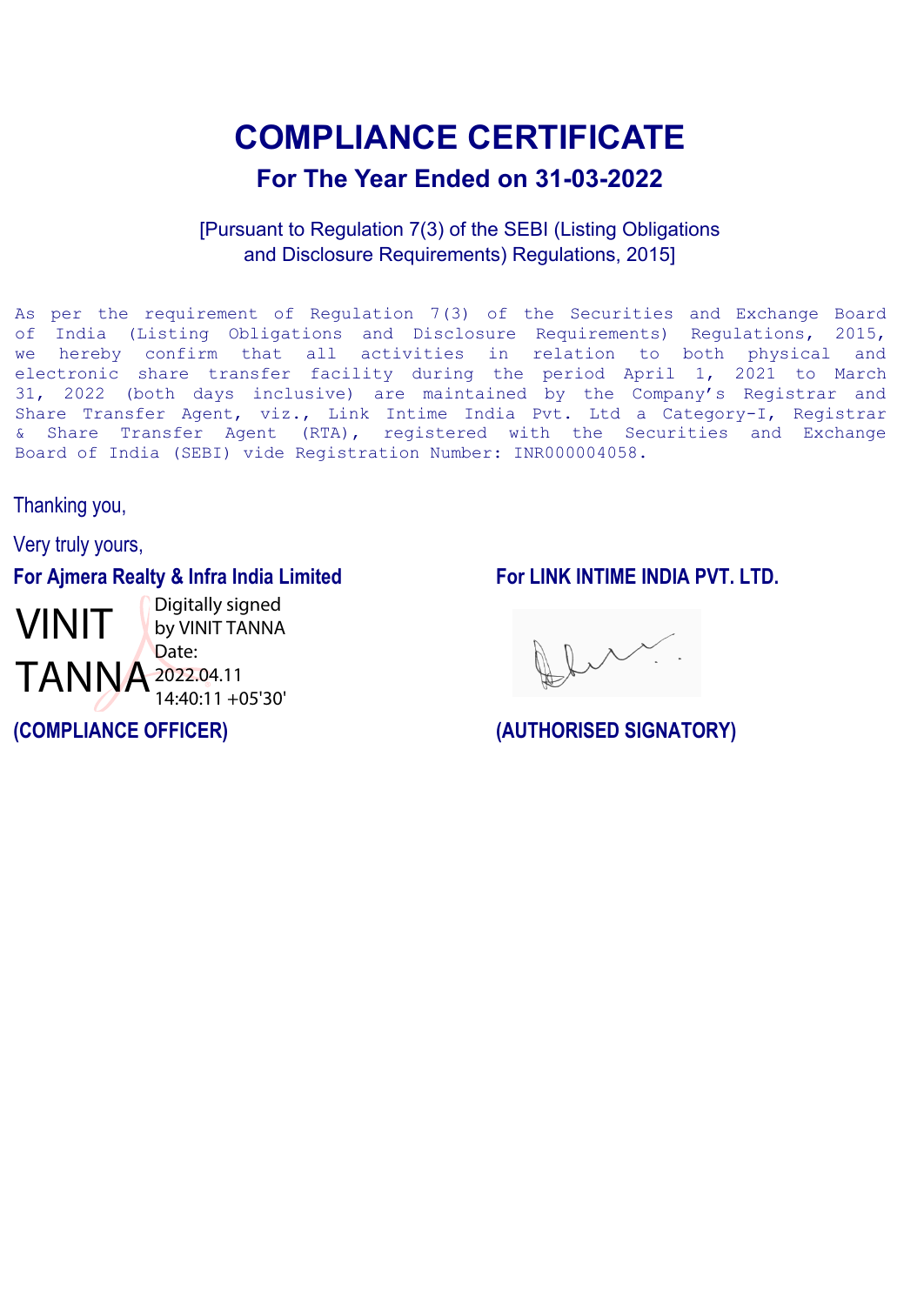# COMPLIANCE CERTIFICATE

## For The Year Ended on 31-03-2022

[Pursuant to Regulation 7(3) of the SEBI (Listing Obligations and Disclosure Requirements) Regulations, 2015]

As per the requirement of Regulation 7(3) of the Securities and Exchange Board of India (Listing Obligations and Disclosure Requirements) Regulations, 2015, we hereby confirm that all activities in relation to both physical and electronic share transfer facility during the period April 1, 2021 to March 31, 2022 (both days inclusive) are maintained by the Company's Registrar and Share Transfer Agent, viz., Link Intime India Pvt. Ltd a Category-I, Registrar & Share Transfer Agent (RTA), registered with the Securities and Exchange Board of India (SEBI) vide Registration Number: INR000004058.

Thanking you,

Very truly yours,

**For Ajmera Realty & Infra India Limited**

VINIT TANNA

Digitally signed by VINIT TANNA
Date: 2022.04.11 14:40:11 +05'30'

**(COMPLIANCE OFFICER)**

**For LINK INTIME INDIA PVT. LTD.**

**(AUTHORISED SIGNATORY)**